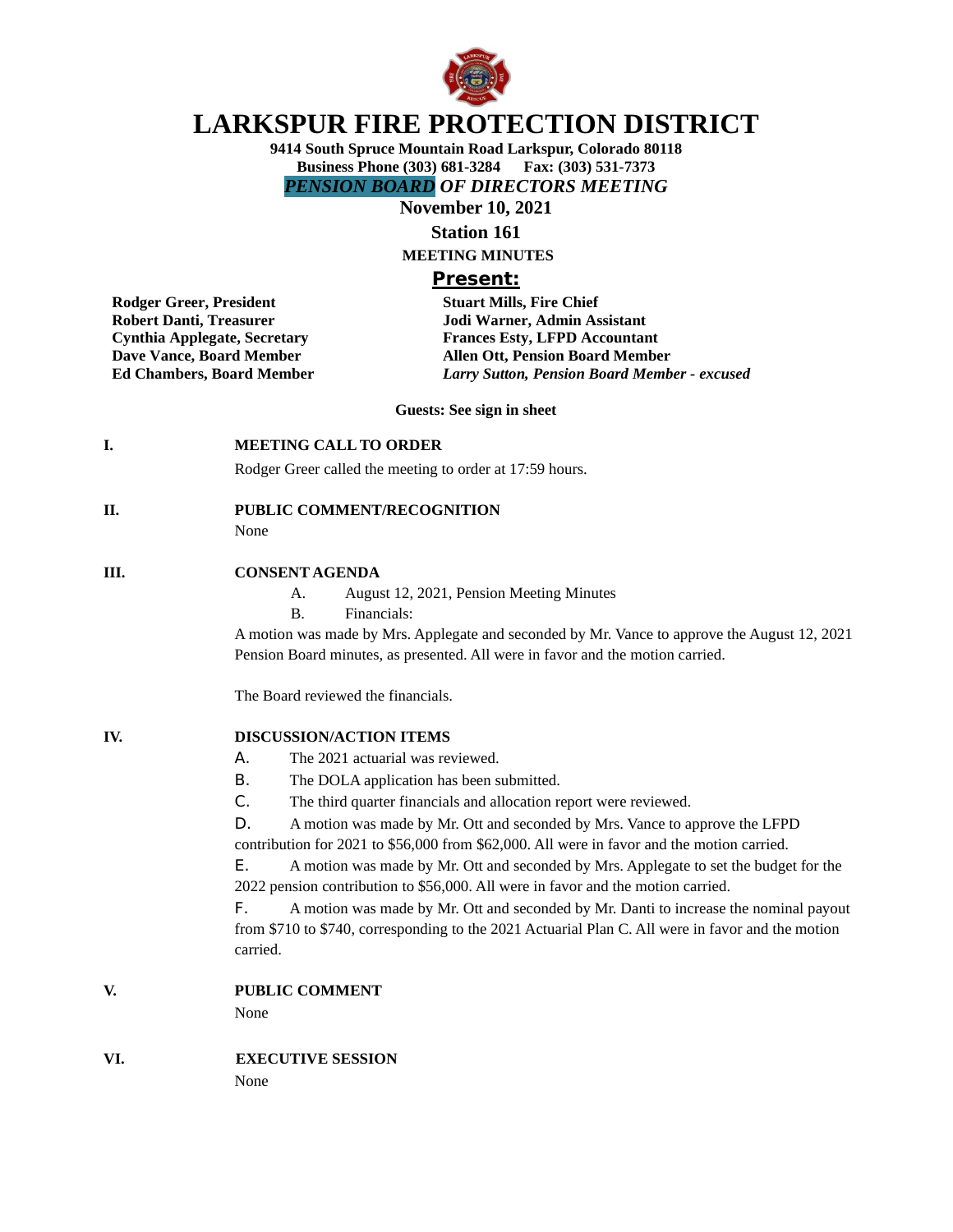# LARKSPUR FIRE PROTECTION DISTRICT

**9414 South Spruce Mountain Road Larkspur, Colorado 80118**
**Business Phone (303) 681-3284 Fax: (303) 531-7373**

***PENSION BOARD OF DIRECTORS MEETING***

**November 10, 2021**

**Station 161**

**MEETING MINUTES**

## Present:

| | |
|---|---|
| **Rodger Greer, President** | **Stuart Mills, Fire Chief** |
| **Robert Danti, Treasurer** | **Jodi Warner, Admin Assistant** |
| **Cynthia Applegate, Secretary** | **Frances Esty, LFPD Accountant** |
| **Dave Vance, Board Member** | **Allen Ott, Pension Board Member** |
| **Ed Chambers, Board Member** | ***Larry Sutton, Pension Board Member - excused*** |

**Guests: See sign in sheet**

**I. MEETING CALL TO ORDER**

Rodger Greer called the meeting to order at 17:59 hours.

**II. PUBLIC COMMENT/RECOGNITION**

None

**III. CONSENT AGENDA**

A. August 12, 2021, Pension Meeting Minutes

B. Financials:

A motion was made by Mrs. Applegate and seconded by Mr. Vance to approve the August 12, 2021 Pension Board minutes, as presented. All were in favor and the motion carried.

The Board reviewed the financials.

**IV. DISCUSSION/ACTION ITEMS**

A. The 2021 actuarial was reviewed.

B. The DOLA application has been submitted.

C. The third quarter financials and allocation report were reviewed.

D. A motion was made by Mr. Ott and seconded by Mrs. Vance to approve the LFPD contribution for 2021 to $56,000 from $62,000. All were in favor and the motion carried.

E. A motion was made by Mr. Ott and seconded by Mrs. Applegate to set the budget for the 2022 pension contribution to $56,000. All were in favor and the motion carried.

F. A motion was made by Mr. Ott and seconded by Mr. Danti to increase the nominal payout from $710 to $740, corresponding to the 2021 Actuarial Plan C. All were in favor and the motion carried.

**V. PUBLIC COMMENT**

None

**VI. EXECUTIVE SESSION**

None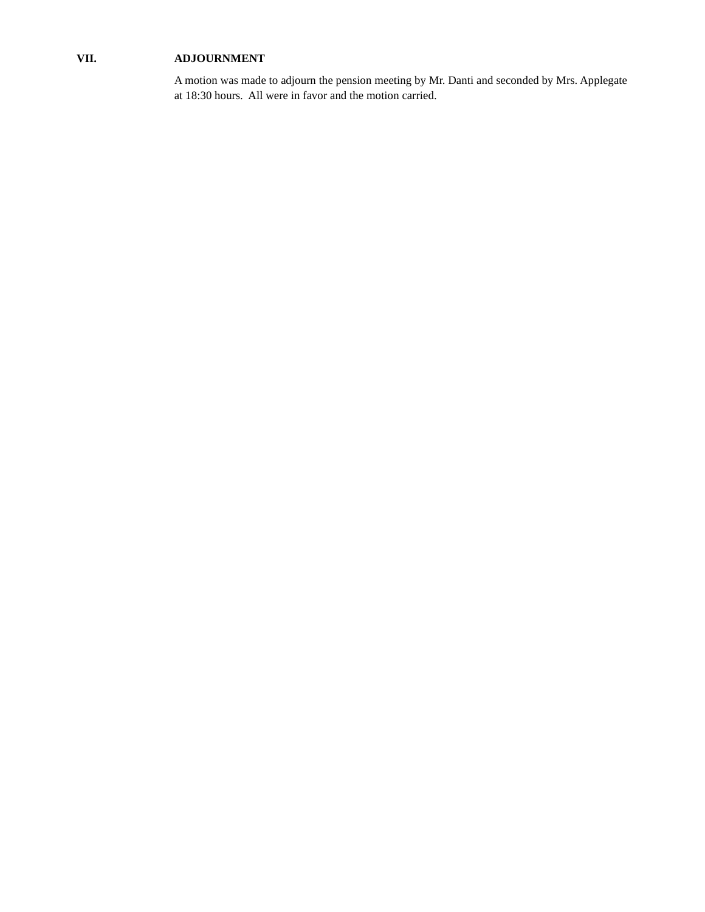## VII. ADJOURNMENT

A motion was made to adjourn the pension meeting by Mr. Danti and seconded by Mrs. Applegate at 18:30 hours. All were in favor and the motion carried.